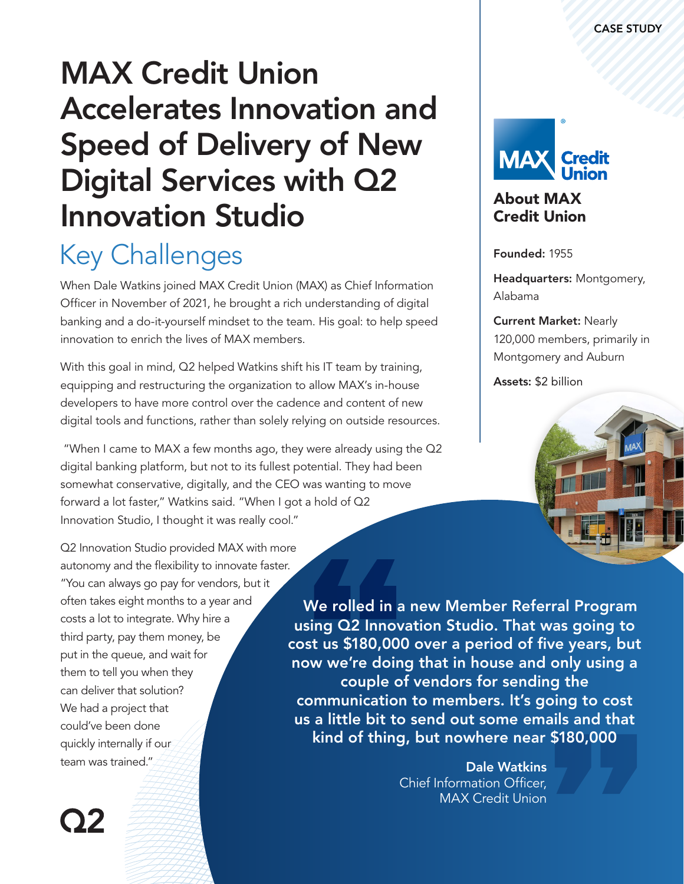CASE STUDY

# MAX Credit Union Accelerates Innovation and Speed of Delivery of New Digital Services with Q2 Innovation Studio

## Key Challenges

When Dale Watkins joined MAX Credit Union (MAX) as Chief Information Officer in November of 2021, he brought a rich understanding of digital banking and a do-it-yourself mindset to the team. His goal: to help speed innovation to enrich the lives of MAX members.

With this goal in mind, Q2 helped Watkins shift his IT team by training, equipping and restructuring the organization to allow MAX's in-house developers to have more control over the cadence and content of new digital tools and functions, rather than solely relying on outside resources.

"When I came to MAX a few months ago, they were already using the Q2 digital banking platform, but not to its fullest potential. They had been somewhat conservative, digitally, and the CEO was wanting to move forward a lot faster," Watkins said. "When I got a hold of Q2 Innovation Studio, I thought it was really cool."

Q2 Innovation Studio provided MAX with more autonomy and the flexibility to innovate faster. "You can always go pay for vendors, but it often takes eight months to a year and costs a lot to integrate. Why hire a third party, pay them money, be put in the queue, and wait for them to tell you when they can deliver that solution? We had a project that could've been done quickly internally if our team was trained."

> **We rolled in a new Member Referral Program using Q2 Innovation Studio. That was going to cost us $180,000 over a period of five years, but now we're doing that in house and only using a couple of vendors for sending the communication to members. It's going to cost us a little bit to send out some emails and that kind of thing, but nowhere near $180,000**
>
> **Dale Watkins**
> Chief Information Officer,
> MAX Credit Union

### About MAX Credit Union

**Founded:** 1955

**Headquarters:** Montgomery, Alabama

**Current Market:** Nearly 120,000 members, primarily in Montgomery and Auburn

**Assets:** $2 billion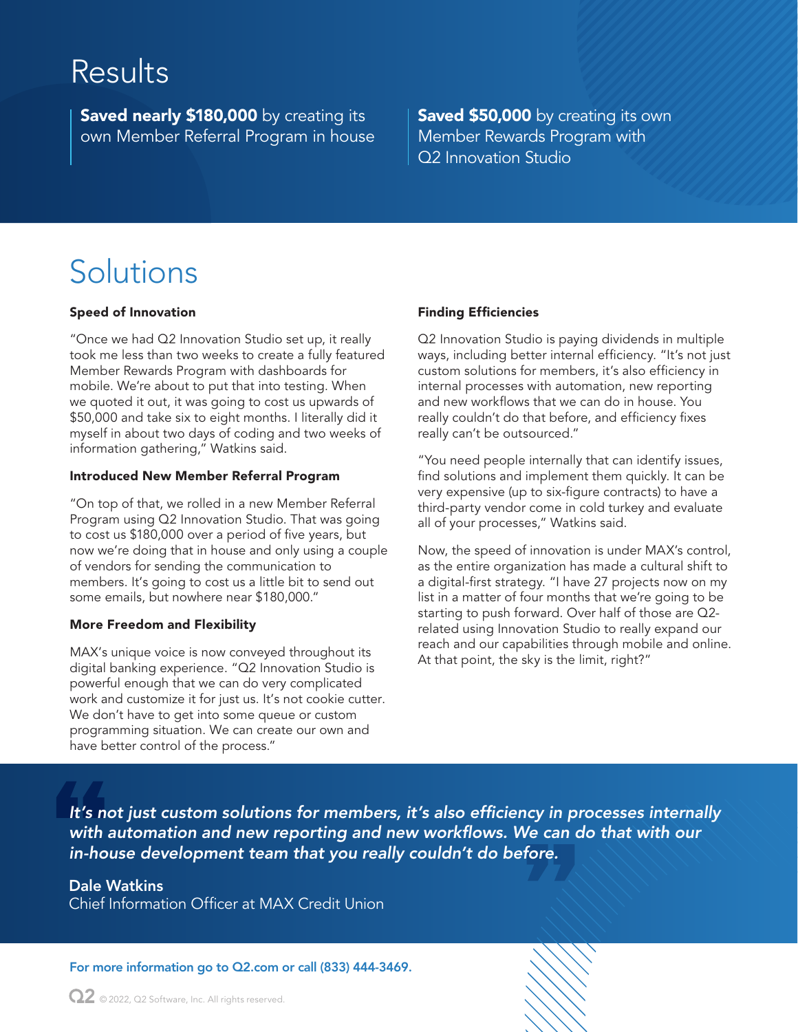# Results

**Saved nearly $180,000** by creating its own Member Referral Program in house

**Saved $50,000** by creating its own Member Rewards Program with Q2 Innovation Studio

# Solutions

**Speed of Innovation**

"Once we had Q2 Innovation Studio set up, it really took me less than two weeks to create a fully featured Member Rewards Program with dashboards for mobile. We're about to put that into testing. When we quoted it out, it was going to cost us upwards of $50,000 and take six to eight months. I literally did it myself in about two days of coding and two weeks of information gathering," Watkins said.

**Introduced New Member Referral Program**

"On top of that, we rolled in a new Member Referral Program using Q2 Innovation Studio. That was going to cost us $180,000 over a period of five years, but now we're doing that in house and only using a couple of vendors for sending the communication to members. It's going to cost us a little bit to send out some emails, but nowhere near $180,000."

**More Freedom and Flexibility**

MAX's unique voice is now conveyed throughout its digital banking experience. "Q2 Innovation Studio is powerful enough that we can do very complicated work and customize it for just us. It's not cookie cutter. We don't have to get into some queue or custom programming situation. We can create our own and have better control of the process."

**Finding Efficiencies**

Q2 Innovation Studio is paying dividends in multiple ways, including better internal efficiency. "It's not just custom solutions for members, it's also efficiency in internal processes with automation, new reporting and new workflows that we can do in house. You really couldn't do that before, and efficiency fixes really can't be outsourced."

"You need people internally that can identify issues, find solutions and implement them quickly. It can be very expensive (up to six-figure contracts) to have a third-party vendor come in cold turkey and evaluate all of your processes," Watkins said.

Now, the speed of innovation is under MAX's control, as the entire organization has made a cultural shift to a digital-first strategy. "I have 27 projects now on my list in a matter of four months that we're going to be starting to push forward. Over half of those are Q2-related using Innovation Studio to really expand our reach and our capabilities through mobile and online. At that point, the sky is the limit, right?"

> *It's not just custom solutions for members, it's also efficiency in processes internally with automation and new reporting and new workflows. We can do that with our in-house development team that you really couldn't do before.*
>
> **Dale Watkins**
> Chief Information Officer at MAX Credit Union

**For more information go to Q2.com or call (833) 444-3469.**

© 2022, Q2 Software, Inc. All rights reserved.